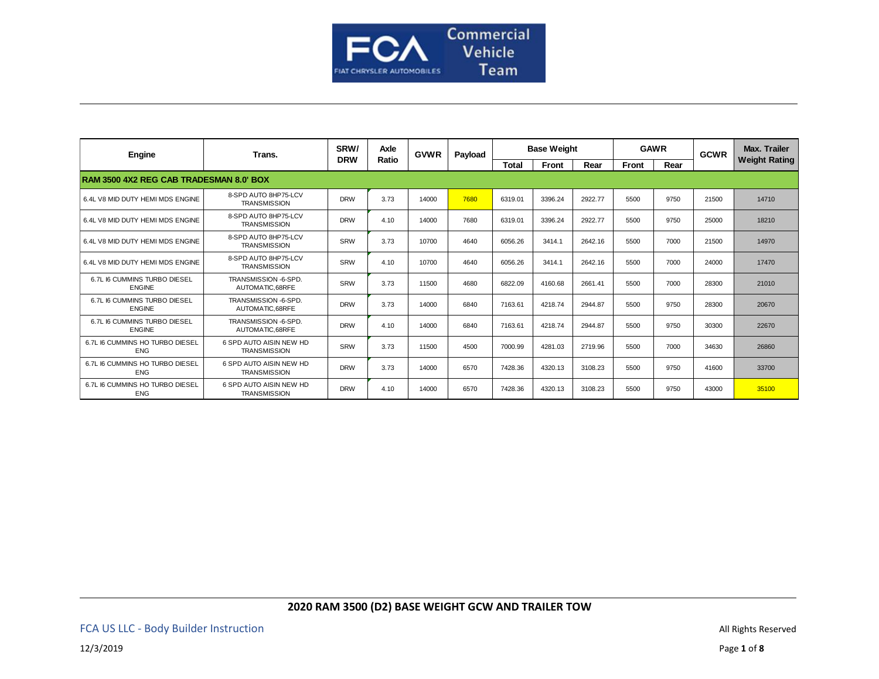FCA Commercial Vehicle Team

| Engine | Trans. | SRW/ DRW | Axle Ratio | GVWR | Payload | Base Weight | | | GAWR | | GCWR | Max. Trailer Weight Rating |
|---|---|---|---|---|---|---|---|---|---|---|---|---|
| | | | | | | Total | Front | Rear | Front | Rear | | |
| **RAM 3500 4X2 REG CAB TRADESMAN 8.0' BOX** | | | | | | | | | | | | |
| 6.4L V8 MID DUTY HEMI MDS ENGINE | 8-SPD AUTO 8HP75-LCV TRANSMISSION | DRW | 3.73 | 14000 | 7680 | 6319.01 | 3396.24 | 2922.77 | 5500 | 9750 | 21500 | 14710 |
| 6.4L V8 MID DUTY HEMI MDS ENGINE | 8-SPD AUTO 8HP75-LCV TRANSMISSION | DRW | 4.10 | 14000 | 7680 | 6319.01 | 3396.24 | 2922.77 | 5500 | 9750 | 25000 | 18210 |
| 6.4L V8 MID DUTY HEMI MDS ENGINE | 8-SPD AUTO 8HP75-LCV TRANSMISSION | SRW | 3.73 | 10700 | 4640 | 6056.26 | 3414.1 | 2642.16 | 5500 | 7000 | 21500 | 14970 |
| 6.4L V8 MID DUTY HEMI MDS ENGINE | 8-SPD AUTO 8HP75-LCV TRANSMISSION | SRW | 4.10 | 10700 | 4640 | 6056.26 | 3414.1 | 2642.16 | 5500 | 7000 | 24000 | 17470 |
| 6.7L I6 CUMMINS TURBO DIESEL ENGINE | TRANSMISSION -6-SPD. AUTOMATIC,68RFE | SRW | 3.73 | 11500 | 4680 | 6822.09 | 4160.68 | 2661.41 | 5500 | 7000 | 28300 | 21010 |
| 6.7L I6 CUMMINS TURBO DIESEL ENGINE | TRANSMISSION -6-SPD. AUTOMATIC,68RFE | DRW | 3.73 | 14000 | 6840 | 7163.61 | 4218.74 | 2944.87 | 5500 | 9750 | 28300 | 20670 |
| 6.7L I6 CUMMINS TURBO DIESEL ENGINE | TRANSMISSION -6-SPD. AUTOMATIC,68RFE | DRW | 4.10 | 14000 | 6840 | 7163.61 | 4218.74 | 2944.87 | 5500 | 9750 | 30300 | 22670 |
| 6.7L I6 CUMMINS HO TURBO DIESEL ENG | 6 SPD AUTO AISIN NEW HD TRANSMISSION | SRW | 3.73 | 11500 | 4500 | 7000.99 | 4281.03 | 2719.96 | 5500 | 7000 | 34630 | 26860 |
| 6.7L I6 CUMMINS HO TURBO DIESEL ENG | 6 SPD AUTO AISIN NEW HD TRANSMISSION | DRW | 3.73 | 14000 | 6570 | 7428.36 | 4320.13 | 3108.23 | 5500 | 9750 | 41600 | 33700 |
| 6.7L I6 CUMMINS HO TURBO DIESEL ENG | 6 SPD AUTO AISIN NEW HD TRANSMISSION | DRW | 4.10 | 14000 | 6570 | 7428.36 | 4320.13 | 3108.23 | 5500 | 9750 | 43000 | 35100 |

**2020 RAM 3500 (D2) BASE WEIGHT GCW AND TRAILER TOW**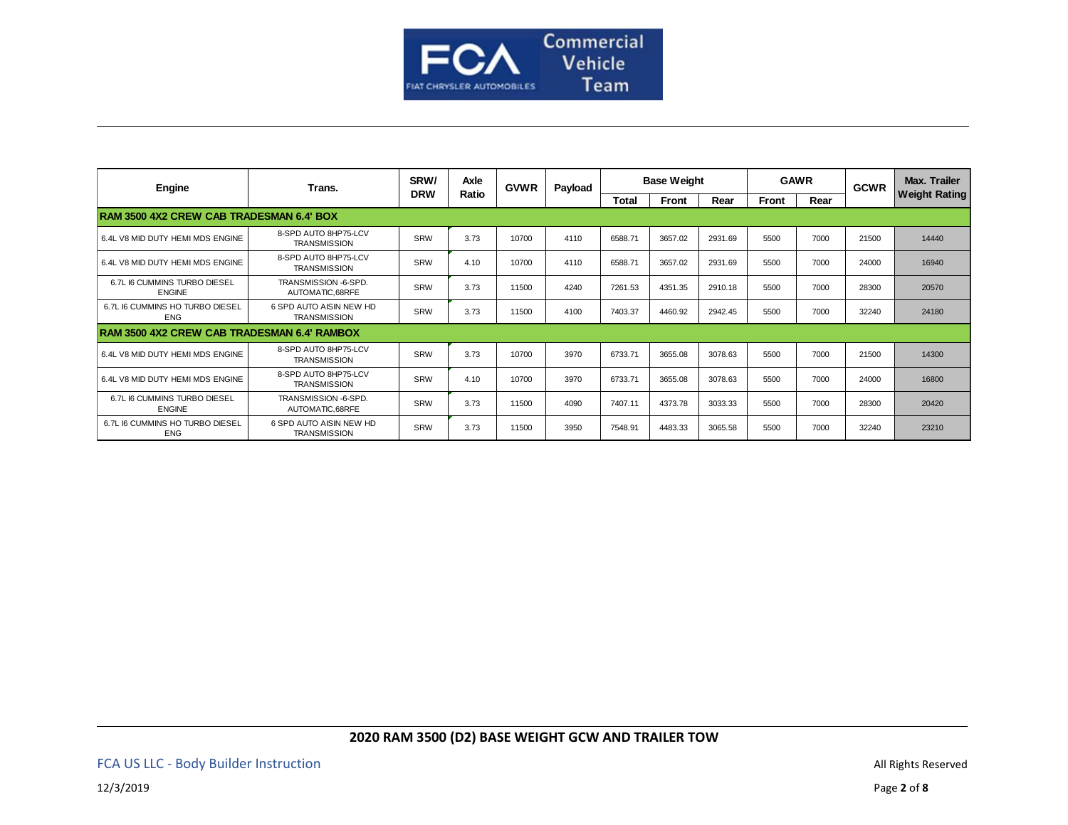| Engine | Trans. | SRW/ DRW | Axle Ratio | GVWR | Payload | Base Weight | | | GAWR | | GCWR | Max. Trailer Weight Rating |
|---|---|---|---|---|---|---|---|---|---|---|---|---|
| | | | | | | Total | Front | Rear | Front | Rear | | |
| **RAM 3500 4X2 CREW CAB TRADESMAN 6.4' BOX** | | | | | | | | | | | | |
| 6.4L V8 MID DUTY HEMI MDS ENGINE | 8-SPD AUTO 8HP75-LCV TRANSMISSION | SRW | 3.73 | 10700 | 4110 | 6588.71 | 3657.02 | 2931.69 | 5500 | 7000 | 21500 | 14440 |
| 6.4L V8 MID DUTY HEMI MDS ENGINE | 8-SPD AUTO 8HP75-LCV TRANSMISSION | SRW | 4.10 | 10700 | 4110 | 6588.71 | 3657.02 | 2931.69 | 5500 | 7000 | 24000 | 16940 |
| 6.7L I6 CUMMINS TURBO DIESEL ENGINE | TRANSMISSION -6-SPD. AUTOMATIC,68RFE | SRW | 3.73 | 11500 | 4240 | 7261.53 | 4351.35 | 2910.18 | 5500 | 7000 | 28300 | 20570 |
| 6.7L I6 CUMMINS HO TURBO DIESEL ENG | 6 SPD AUTO AISIN NEW HD TRANSMISSION | SRW | 3.73 | 11500 | 4100 | 7403.37 | 4460.92 | 2942.45 | 5500 | 7000 | 32240 | 24180 |
| **RAM 3500 4X2 CREW CAB TRADESMAN 6.4' RAMBOX** | | | | | | | | | | | | |
| 6.4L V8 MID DUTY HEMI MDS ENGINE | 8-SPD AUTO 8HP75-LCV TRANSMISSION | SRW | 3.73 | 10700 | 3970 | 6733.71 | 3655.08 | 3078.63 | 5500 | 7000 | 21500 | 14300 |
| 6.4L V8 MID DUTY HEMI MDS ENGINE | 8-SPD AUTO 8HP75-LCV TRANSMISSION | SRW | 4.10 | 10700 | 3970 | 6733.71 | 3655.08 | 3078.63 | 5500 | 7000 | 24000 | 16800 |
| 6.7L I6 CUMMINS TURBO DIESEL ENGINE | TRANSMISSION -6-SPD. AUTOMATIC,68RFE | SRW | 3.73 | 11500 | 4090 | 7407.11 | 4373.78 | 3033.33 | 5500 | 7000 | 28300 | 20420 |
| 6.7L I6 CUMMINS HO TURBO DIESEL ENG | 6 SPD AUTO AISIN NEW HD TRANSMISSION | SRW | 3.73 | 11500 | 3950 | 7548.91 | 4483.33 | 3065.58 | 5500 | 7000 | 32240 | 23210 |

**2020 RAM 3500 (D2) BASE WEIGHT GCW AND TRAILER TOW**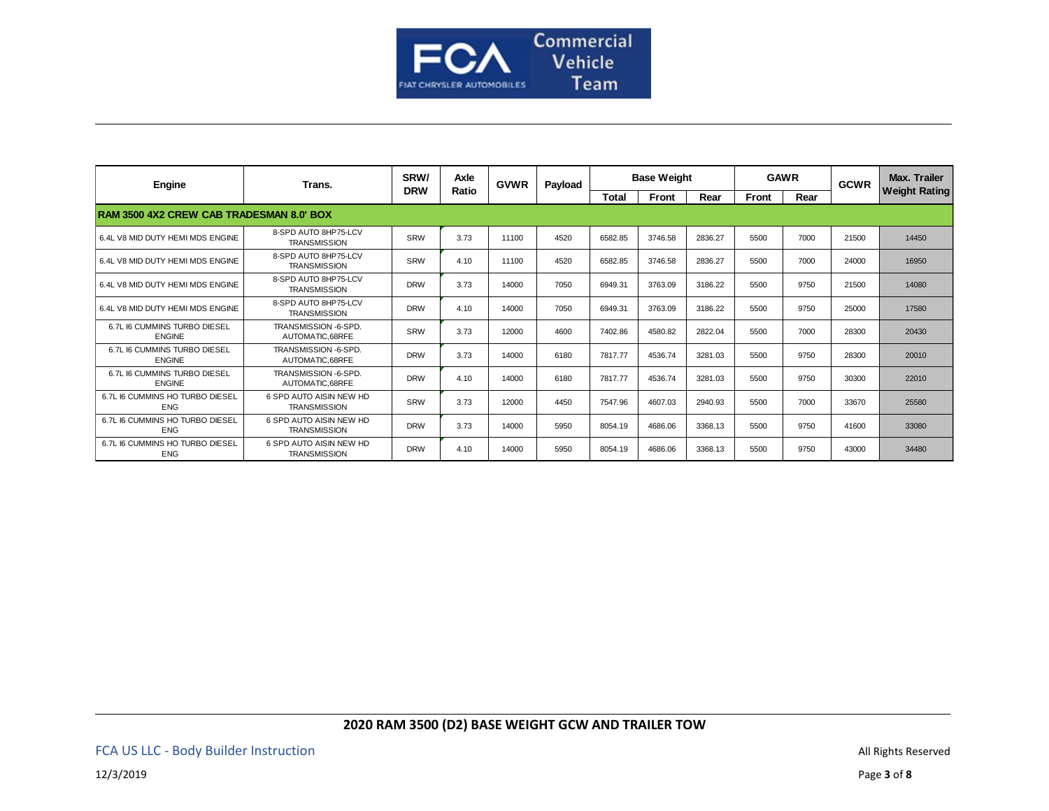| Engine | Trans. | SRW/ DRW | Axle Ratio | GVWR | Payload | Base Weight | | | GAWR | | GCWR | Max. Trailer Weight Rating |
|---|---|---|---|---|---|---|---|---|---|---|---|---|
| | | | | | | Total | Front | Rear | Front | Rear | | |
| **RAM 3500 4X2 CREW CAB TRADESMAN 8.0' BOX** | | | | | | | | | | | | |
| 6.4L V8 MID DUTY HEMI MDS ENGINE | 8-SPD AUTO 8HP75-LCV TRANSMISSION | SRW | 3.73 | 11100 | 4520 | 6582.85 | 3746.58 | 2836.27 | 5500 | 7000 | 21500 | 14450 |
| 6.4L V8 MID DUTY HEMI MDS ENGINE | 8-SPD AUTO 8HP75-LCV TRANSMISSION | SRW | 4.10 | 11100 | 4520 | 6582.85 | 3746.58 | 2836.27 | 5500 | 7000 | 24000 | 16950 |
| 6.4L V8 MID DUTY HEMI MDS ENGINE | 8-SPD AUTO 8HP75-LCV TRANSMISSION | DRW | 3.73 | 14000 | 7050 | 6949.31 | 3763.09 | 3186.22 | 5500 | 9750 | 21500 | 14080 |
| 6.4L V8 MID DUTY HEMI MDS ENGINE | 8-SPD AUTO 8HP75-LCV TRANSMISSION | DRW | 4.10 | 14000 | 7050 | 6949.31 | 3763.09 | 3186.22 | 5500 | 9750 | 25000 | 17580 |
| 6.7L I6 CUMMINS TURBO DIESEL ENGINE | TRANSMISSION -6-SPD. AUTOMATIC,68RFE | SRW | 3.73 | 12000 | 4600 | 7402.86 | 4580.82 | 2822.04 | 5500 | 7000 | 28300 | 20430 |
| 6.7L I6 CUMMINS TURBO DIESEL ENGINE | TRANSMISSION -6-SPD. AUTOMATIC,68RFE | DRW | 3.73 | 14000 | 6180 | 7817.77 | 4536.74 | 3281.03 | 5500 | 9750 | 28300 | 20010 |
| 6.7L I6 CUMMINS TURBO DIESEL ENGINE | TRANSMISSION -6-SPD. AUTOMATIC,68RFE | DRW | 4.10 | 14000 | 6180 | 7817.77 | 4536.74 | 3281.03 | 5500 | 9750 | 30300 | 22010 |
| 6.7L I6 CUMMINS HO TURBO DIESEL ENG | 6 SPD AUTO AISIN NEW HD TRANSMISSION | SRW | 3.73 | 12000 | 4450 | 7547.96 | 4607.03 | 2940.93 | 5500 | 7000 | 33670 | 25580 |
| 6.7L I6 CUMMINS HO TURBO DIESEL ENG | 6 SPD AUTO AISIN NEW HD TRANSMISSION | DRW | 3.73 | 14000 | 5950 | 8054.19 | 4686.06 | 3368.13 | 5500 | 9750 | 41600 | 33080 |
| 6.7L I6 CUMMINS HO TURBO DIESEL ENG | 6 SPD AUTO AISIN NEW HD TRANSMISSION | DRW | 4.10 | 14000 | 5950 | 8054.19 | 4686.06 | 3368.13 | 5500 | 9750 | 43000 | 34480 |

**2020 RAM 3500 (D2) BASE WEIGHT GCW AND TRAILER TOW**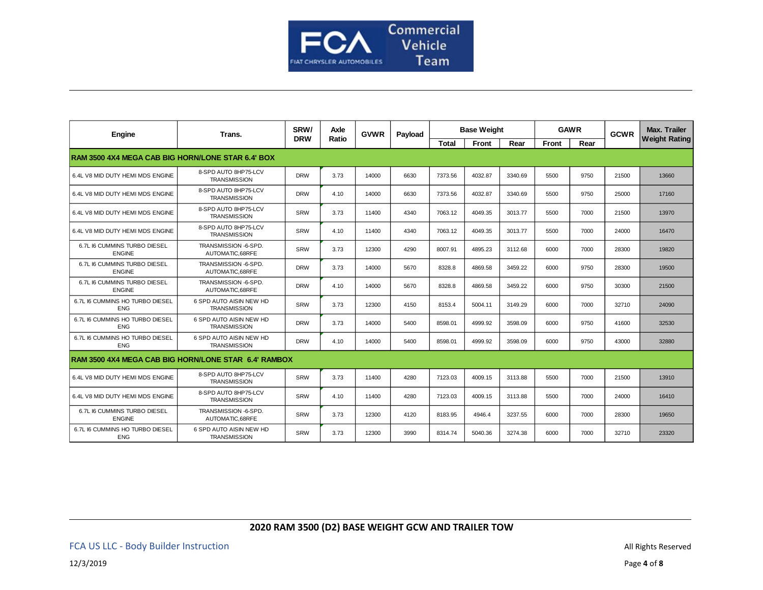| Engine | Trans. | SRW/ DRW | Axle Ratio | GVWR | Payload | Base Weight | | | GAWR | | GCWR | Max. Trailer Weight Rating |
|---|---|---|---|---|---|---|---|---|---|---|---|---|
| | | | | | | Total | Front | Rear | Front | Rear | | |
| **RAM 3500 4X4 MEGA CAB BIG HORN/LONE STAR 6.4' BOX** | | | | | | | | | | | | |
| 6.4L V8 MID DUTY HEMI MDS ENGINE | 8-SPD AUTO 8HP75-LCV TRANSMISSION | DRW | 3.73 | 14000 | 6630 | 7373.56 | 4032.87 | 3340.69 | 5500 | 9750 | 21500 | 13660 |
| 6.4L V8 MID DUTY HEMI MDS ENGINE | 8-SPD AUTO 8HP75-LCV TRANSMISSION | DRW | 4.10 | 14000 | 6630 | 7373.56 | 4032.87 | 3340.69 | 5500 | 9750 | 25000 | 17160 |
| 6.4L V8 MID DUTY HEMI MDS ENGINE | 8-SPD AUTO 8HP75-LCV TRANSMISSION | SRW | 3.73 | 11400 | 4340 | 7063.12 | 4049.35 | 3013.77 | 5500 | 7000 | 21500 | 13970 |
| 6.4L V8 MID DUTY HEMI MDS ENGINE | 8-SPD AUTO 8HP75-LCV TRANSMISSION | SRW | 4.10 | 11400 | 4340 | 7063.12 | 4049.35 | 3013.77 | 5500 | 7000 | 24000 | 16470 |
| 6.7L I6 CUMMINS TURBO DIESEL ENGINE | TRANSMISSION -6-SPD. AUTOMATIC,68RFE | SRW | 3.73 | 12300 | 4290 | 8007.91 | 4895.23 | 3112.68 | 6000 | 7000 | 28300 | 19820 |
| 6.7L I6 CUMMINS TURBO DIESEL ENGINE | TRANSMISSION -6-SPD. AUTOMATIC,68RFE | DRW | 3.73 | 14000 | 5670 | 8328.8 | 4869.58 | 3459.22 | 6000 | 9750 | 28300 | 19500 |
| 6.7L I6 CUMMINS TURBO DIESEL ENGINE | TRANSMISSION -6-SPD. AUTOMATIC,68RFE | DRW | 4.10 | 14000 | 5670 | 8328.8 | 4869.58 | 3459.22 | 6000 | 9750 | 30300 | 21500 |
| 6.7L I6 CUMMINS HO TURBO DIESEL ENG | 6 SPD AUTO AISIN NEW HD TRANSMISSION | SRW | 3.73 | 12300 | 4150 | 8153.4 | 5004.11 | 3149.29 | 6000 | 7000 | 32710 | 24090 |
| 6.7L I6 CUMMINS HO TURBO DIESEL ENG | 6 SPD AUTO AISIN NEW HD TRANSMISSION | DRW | 3.73 | 14000 | 5400 | 8598.01 | 4999.92 | 3598.09 | 6000 | 9750 | 41600 | 32530 |
| 6.7L I6 CUMMINS HO TURBO DIESEL ENG | 6 SPD AUTO AISIN NEW HD TRANSMISSION | DRW | 4.10 | 14000 | 5400 | 8598.01 | 4999.92 | 3598.09 | 6000 | 9750 | 43000 | 32880 |
| **RAM 3500 4X4 MEGA CAB BIG HORN/LONE STAR 6.4' RAMBOX** | | | | | | | | | | | | |
| 6.4L V8 MID DUTY HEMI MDS ENGINE | 8-SPD AUTO 8HP75-LCV TRANSMISSION | SRW | 3.73 | 11400 | 4280 | 7123.03 | 4009.15 | 3113.88 | 5500 | 7000 | 21500 | 13910 |
| 6.4L V8 MID DUTY HEMI MDS ENGINE | 8-SPD AUTO 8HP75-LCV TRANSMISSION | SRW | 4.10 | 11400 | 4280 | 7123.03 | 4009.15 | 3113.88 | 5500 | 7000 | 24000 | 16410 |
| 6.7L I6 CUMMINS TURBO DIESEL ENGINE | TRANSMISSION -6-SPD. AUTOMATIC,68RFE | SRW | 3.73 | 12300 | 4120 | 8183.95 | 4946.4 | 3237.55 | 6000 | 7000 | 28300 | 19650 |
| 6.7L I6 CUMMINS HO TURBO DIESEL ENG | 6 SPD AUTO AISIN NEW HD TRANSMISSION | SRW | 3.73 | 12300 | 3990 | 8314.74 | 5040.36 | 3274.38 | 6000 | 7000 | 32710 | 23320 |

**2020 RAM 3500 (D2) BASE WEIGHT GCW AND TRAILER TOW**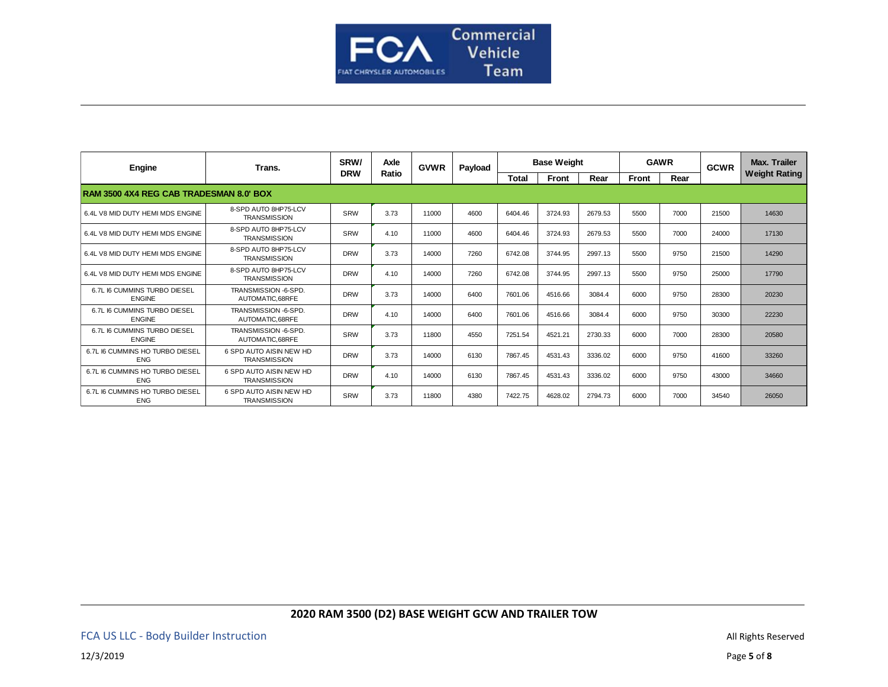| Engine | Trans. | SRW/ DRW | Axle Ratio | GVWR | Payload | Base Weight | | | GAWR | | GCWR | Max. Trailer Weight Rating |
|---|---|---|---|---|---|---|---|---|---|---|---|---|
| | | | | | | Total | Front | Rear | Front | Rear | | |
| **RAM 3500 4X4 REG CAB TRADESMAN 8.0' BOX** | | | | | | | | | | | | |
| 6.4L V8 MID DUTY HEMI MDS ENGINE | 8-SPD AUTO 8HP75-LCV TRANSMISSION | SRW | 3.73 | 11000 | 4600 | 6404.46 | 3724.93 | 2679.53 | 5500 | 7000 | 21500 | 14630 |
| 6.4L V8 MID DUTY HEMI MDS ENGINE | 8-SPD AUTO 8HP75-LCV TRANSMISSION | SRW | 4.10 | 11000 | 4600 | 6404.46 | 3724.93 | 2679.53 | 5500 | 7000 | 24000 | 17130 |
| 6.4L V8 MID DUTY HEMI MDS ENGINE | 8-SPD AUTO 8HP75-LCV TRANSMISSION | DRW | 3.73 | 14000 | 7260 | 6742.08 | 3744.95 | 2997.13 | 5500 | 9750 | 21500 | 14290 |
| 6.4L V8 MID DUTY HEMI MDS ENGINE | 8-SPD AUTO 8HP75-LCV TRANSMISSION | DRW | 4.10 | 14000 | 7260 | 6742.08 | 3744.95 | 2997.13 | 5500 | 9750 | 25000 | 17790 |
| 6.7L I6 CUMMINS TURBO DIESEL ENGINE | TRANSMISSION -6-SPD. AUTOMATIC,68RFE | DRW | 3.73 | 14000 | 6400 | 7601.06 | 4516.66 | 3084.4 | 6000 | 9750 | 28300 | 20230 |
| 6.7L I6 CUMMINS TURBO DIESEL ENGINE | TRANSMISSION -6-SPD. AUTOMATIC,68RFE | DRW | 4.10 | 14000 | 6400 | 7601.06 | 4516.66 | 3084.4 | 6000 | 9750 | 30300 | 22230 |
| 6.7L I6 CUMMINS TURBO DIESEL ENGINE | TRANSMISSION -6-SPD. AUTOMATIC,68RFE | SRW | 3.73 | 11800 | 4550 | 7251.54 | 4521.21 | 2730.33 | 6000 | 7000 | 28300 | 20580 |
| 6.7L I6 CUMMINS HO TURBO DIESEL ENG | 6 SPD AUTO AISIN NEW HD TRANSMISSION | DRW | 3.73 | 14000 | 6130 | 7867.45 | 4531.43 | 3336.02 | 6000 | 9750 | 41600 | 33260 |
| 6.7L I6 CUMMINS HO TURBO DIESEL ENG | 6 SPD AUTO AISIN NEW HD TRANSMISSION | DRW | 4.10 | 14000 | 6130 | 7867.45 | 4531.43 | 3336.02 | 6000 | 9750 | 43000 | 34660 |
| 6.7L I6 CUMMINS HO TURBO DIESEL ENG | 6 SPD AUTO AISIN NEW HD TRANSMISSION | SRW | 3.73 | 11800 | 4380 | 7422.75 | 4628.02 | 2794.73 | 6000 | 7000 | 34540 | 26050 |

**2020 RAM 3500 (D2) BASE WEIGHT GCW AND TRAILER TOW**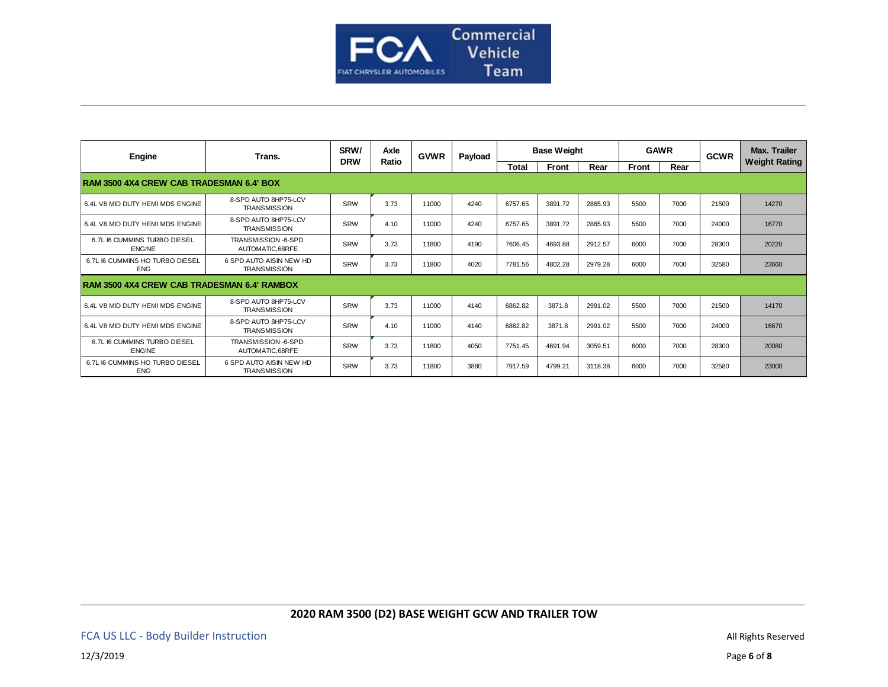| Engine | Trans. | SRW/ DRW | Axle Ratio | GVWR | Payload | Base Weight | | | GAWR | | GCWR | Max. Trailer Weight Rating |
|---|---|---|---|---|---|---|---|---|---|---|---|---|
| | | | | | | Total | Front | Rear | Front | Rear | | |
| **RAM 3500 4X4 CREW CAB TRADESMAN 6.4' BOX** | | | | | | | | | | | | |
| 6.4L V8 MID DUTY HEMI MDS ENGINE | 8-SPD AUTO 8HP75-LCV TRANSMISSION | SRW | 3.73 | 11000 | 4240 | 6757.65 | 3891.72 | 2865.93 | 5500 | 7000 | 21500 | 14270 |
| 6.4L V8 MID DUTY HEMI MDS ENGINE | 8-SPD AUTO 8HP75-LCV TRANSMISSION | SRW | 4.10 | 11000 | 4240 | 6757.65 | 3891.72 | 2865.93 | 5500 | 7000 | 24000 | 16770 |
| 6.7L I6 CUMMINS TURBO DIESEL ENGINE | TRANSMISSION -6-SPD. AUTOMATIC,68RFE | SRW | 3.73 | 11800 | 4190 | 7606.45 | 4693.88 | 2912.57 | 6000 | 7000 | 28300 | 20220 |
| 6.7L I6 CUMMINS HO TURBO DIESEL ENG | 6 SPD AUTO AISIN NEW HD TRANSMISSION | SRW | 3.73 | 11800 | 4020 | 7781.56 | 4802.28 | 2979.28 | 6000 | 7000 | 32580 | 23660 |
| **RAM 3500 4X4 CREW CAB TRADESMAN 6.4' RAMBOX** | | | | | | | | | | | | |
| 6.4L V8 MID DUTY HEMI MDS ENGINE | 8-SPD AUTO 8HP75-LCV TRANSMISSION | SRW | 3.73 | 11000 | 4140 | 6862.82 | 3871.8 | 2991.02 | 5500 | 7000 | 21500 | 14170 |
| 6.4L V8 MID DUTY HEMI MDS ENGINE | 8-SPD AUTO 8HP75-LCV TRANSMISSION | SRW | 4.10 | 11000 | 4140 | 6862.82 | 3871.8 | 2991.02 | 5500 | 7000 | 24000 | 16670 |
| 6.7L I6 CUMMINS TURBO DIESEL ENGINE | TRANSMISSION -6-SPD. AUTOMATIC,68RFE | SRW | 3.73 | 11800 | 4050 | 7751.45 | 4691.94 | 3059.51 | 6000 | 7000 | 28300 | 20080 |
| 6.7L I6 CUMMINS HO TURBO DIESEL ENG | 6 SPD AUTO AISIN NEW HD TRANSMISSION | SRW | 3.73 | 11800 | 3880 | 7917.59 | 4799.21 | 3118.38 | 6000 | 7000 | 32580 | 23000 |

**2020 RAM 3500 (D2) BASE WEIGHT GCW AND TRAILER TOW**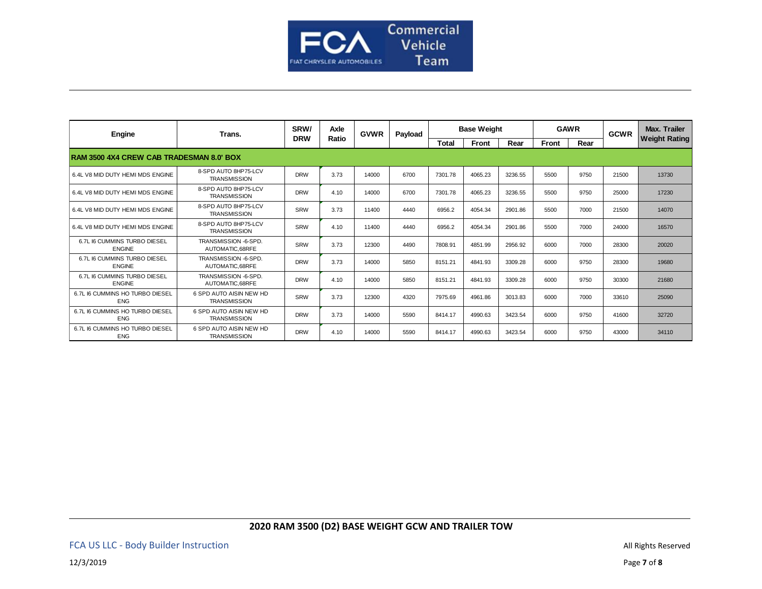| Engine | Trans. | SRW/ DRW | Axle Ratio | GVWR | Payload | Base Weight | | | GAWR | | GCWR | Max. Trailer Weight Rating |
|---|---|---|---|---|---|---|---|---|---|---|---|---|
| | | | | | | Total | Front | Rear | Front | Rear | | |
| **RAM 3500 4X4 CREW CAB TRADESMAN 8.0' BOX** | | | | | | | | | | | | |
| 6.4L V8 MID DUTY HEMI MDS ENGINE | 8-SPD AUTO 8HP75-LCV TRANSMISSION | DRW | 3.73 | 14000 | 6700 | 7301.78 | 4065.23 | 3236.55 | 5500 | 9750 | 21500 | 13730 |
| 6.4L V8 MID DUTY HEMI MDS ENGINE | 8-SPD AUTO 8HP75-LCV TRANSMISSION | DRW | 4.10 | 14000 | 6700 | 7301.78 | 4065.23 | 3236.55 | 5500 | 9750 | 25000 | 17230 |
| 6.4L V8 MID DUTY HEMI MDS ENGINE | 8-SPD AUTO 8HP75-LCV TRANSMISSION | SRW | 3.73 | 11400 | 4440 | 6956.2 | 4054.34 | 2901.86 | 5500 | 7000 | 21500 | 14070 |
| 6.4L V8 MID DUTY HEMI MDS ENGINE | 8-SPD AUTO 8HP75-LCV TRANSMISSION | SRW | 4.10 | 11400 | 4440 | 6956.2 | 4054.34 | 2901.86 | 5500 | 7000 | 24000 | 16570 |
| 6.7L I6 CUMMINS TURBO DIESEL ENGINE | TRANSMISSION -6-SPD. AUTOMATIC,68RFE | SRW | 3.73 | 12300 | 4490 | 7808.91 | 4851.99 | 2956.92 | 6000 | 7000 | 28300 | 20020 |
| 6.7L I6 CUMMINS TURBO DIESEL ENGINE | TRANSMISSION -6-SPD. AUTOMATIC,68RFE | DRW | 3.73 | 14000 | 5850 | 8151.21 | 4841.93 | 3309.28 | 6000 | 9750 | 28300 | 19680 |
| 6.7L I6 CUMMINS TURBO DIESEL ENGINE | TRANSMISSION -6-SPD. AUTOMATIC,68RFE | DRW | 4.10 | 14000 | 5850 | 8151.21 | 4841.93 | 3309.28 | 6000 | 9750 | 30300 | 21680 |
| 6.7L I6 CUMMINS HO TURBO DIESEL ENG | 6 SPD AUTO AISIN NEW HD TRANSMISSION | SRW | 3.73 | 12300 | 4320 | 7975.69 | 4961.86 | 3013.83 | 6000 | 7000 | 33610 | 25090 |
| 6.7L I6 CUMMINS HO TURBO DIESEL ENG | 6 SPD AUTO AISIN NEW HD TRANSMISSION | DRW | 3.73 | 14000 | 5590 | 8414.17 | 4990.63 | 3423.54 | 6000 | 9750 | 41600 | 32720 |
| 6.7L I6 CUMMINS HO TURBO DIESEL ENG | 6 SPD AUTO AISIN NEW HD TRANSMISSION | DRW | 4.10 | 14000 | 5590 | 8414.17 | 4990.63 | 3423.54 | 6000 | 9750 | 43000 | 34110 |

**2020 RAM 3500 (D2) BASE WEIGHT GCW AND TRAILER TOW**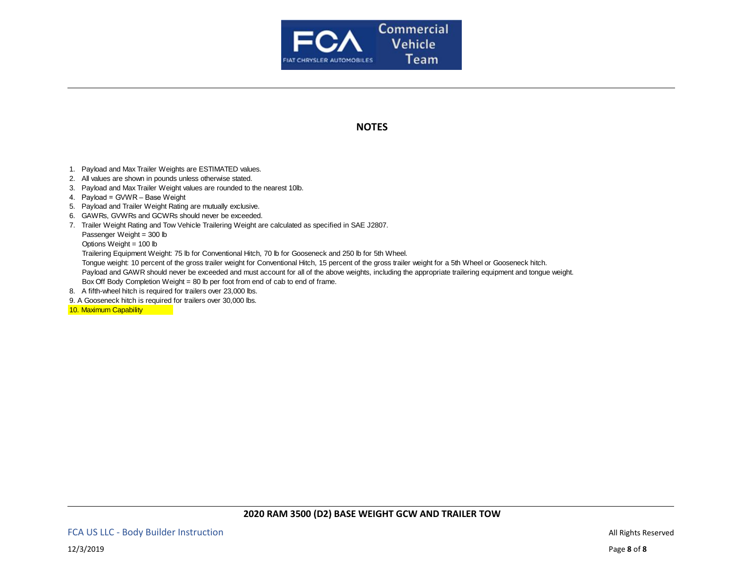## NOTES

1. Payload and Max Trailer Weights are ESTIMATED values.
2. All values are shown in pounds unless otherwise stated.
3. Payload and Max Trailer Weight values are rounded to the nearest 10lb.
4. Payload = GVWR – Base Weight
5. Payload and Trailer Weight Rating are mutually exclusive.
6. GAWRs, GVWRs and GCWRs should never be exceeded.
7. Trailer Weight Rating and Tow Vehicle Trailering Weight are calculated as specified in SAE J2807.
   Passenger Weight = 300 lb
   Options Weight = 100 lb
   Trailering Equipment Weight: 75 lb for Conventional Hitch, 70 lb for Gooseneck and 250 lb for 5th Wheel.
   Tongue weight: 10 percent of the gross trailer weight for Conventional Hitch, 15 percent of the gross trailer weight for a 5th Wheel or Gooseneck hitch.
   Payload and GAWR should never be exceeded and must account for all of the above weights, including the appropriate trailering equipment and tongue weight.
   Box Off Body Completion Weight = 80 lb per foot from end of cab to end of frame.
8. A fifth-wheel hitch is required for trailers over 23,000 lbs.
9. A Gooseneck hitch is required for trailers over 30,000 lbs.
10. Maximum Capability